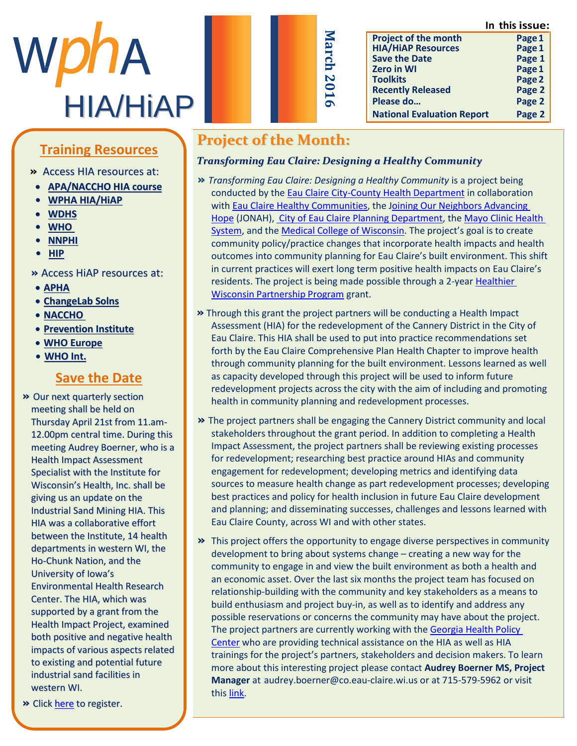# WphA HIA/HiAP

**March 2016**

**In this issue:**

| | |
|---|---|
| Project of the month | Page 1 |
| HIA/HiAP Resources | Page 1 |
| Save the Date | Page 1 |
| Zero in WI | Page 1 |
| Toolkits | Page 2 |
| Recently Released | Page 2 |
| Please do… | Page 2 |
| National Evaluation Report | Page 2 |

## Training Resources

» Access HIA resources at:

- **APA/NACCHO HIA course**
- **WPHA HIA/HiAP**
- **WDHS**
- **WHO**
- **NNPHI**
- **HIP**

» Access HiAP resources at:

- **APHA**
- **ChangeLab Solns**
- **NACCHO**
- **Prevention Institute**
- **WHO Europe**
- **WHO Int.**

## Save the Date

» Our next quarterly section meeting shall be held on Thursday April 21st from 11.am-12.00pm central time. During this meeting Audrey Boerner, who is a Health Impact Assessment Specialist with the Institute for Wisconsin's Health, Inc. shall be giving us an update on the Industrial Sand Mining HIA. This HIA was a collaborative effort between the Institute, 14 health departments in western WI, the Ho-Chunk Nation, and the University of Iowa's Environmental Health Research Center. The HIA, which was supported by a grant from the Health Impact Project, examined both positive and negative health impacts of various aspects related to existing and potential future industrial sand facilities in western WI.

» Click here to register.

## Project of the Month:

### *Transforming Eau Claire: Designing a Healthy Community*

» *Transforming Eau Claire: Designing a Healthy Community* is a project being conducted by the Eau Claire City-County Health Department in collaboration with Eau Claire Healthy Communities, the Joining Our Neighbors Advancing Hope (JONAH), City of Eau Claire Planning Department, the Mayo Clinic Health System, and the Medical College of Wisconsin. The project's goal is to create community policy/practice changes that incorporate health impacts and health outcomes into community planning for Eau Claire's built environment. This shift in current practices will exert long term positive health impacts on Eau Claire's residents. The project is being made possible through a 2-year Healthier Wisconsin Partnership Program grant.

» Through this grant the project partners will be conducting a Health Impact Assessment (HIA) for the redevelopment of the Cannery District in the City of Eau Claire. This HIA shall be used to put into practice recommendations set forth by the Eau Claire Comprehensive Plan Health Chapter to improve health through community planning for the built environment. Lessons learned as well as capacity developed through this project will be used to inform future redevelopment projects across the city with the aim of including and promoting health in community planning and redevelopment processes.

» The project partners shall be engaging the Cannery District community and local stakeholders throughout the grant period. In addition to completing a Health Impact Assessment, the project partners shall be reviewing existing processes for redevelopment; researching best practice around HIAs and community engagement for redevelopment; developing metrics and identifying data sources to measure health change as part redevelopment processes; developing best practices and policy for health inclusion in future Eau Claire development and planning; and disseminating successes, challenges and lessons learned with Eau Claire County, across WI and with other states.

» This project offers the opportunity to engage diverse perspectives in community development to bring about systems change – creating a new way for the community to engage in and view the built environment as both a health and an economic asset. Over the last six months the project team has focused on relationship-building with the community and key stakeholders as a means to build enthusiasm and project buy-in, as well as to identify and address any possible reservations or concerns the community may have about the project. The project partners are currently working with the Georgia Health Policy Center who are providing technical assistance on the HIA as well as HIA trainings for the project's partners, stakeholders and decision makers. To learn more about this interesting project please contact **Audrey Boerner MS, Project Manager** at audrey.boerner@co.eau-claire.wi.us or at 715-579-5962 or visit this link.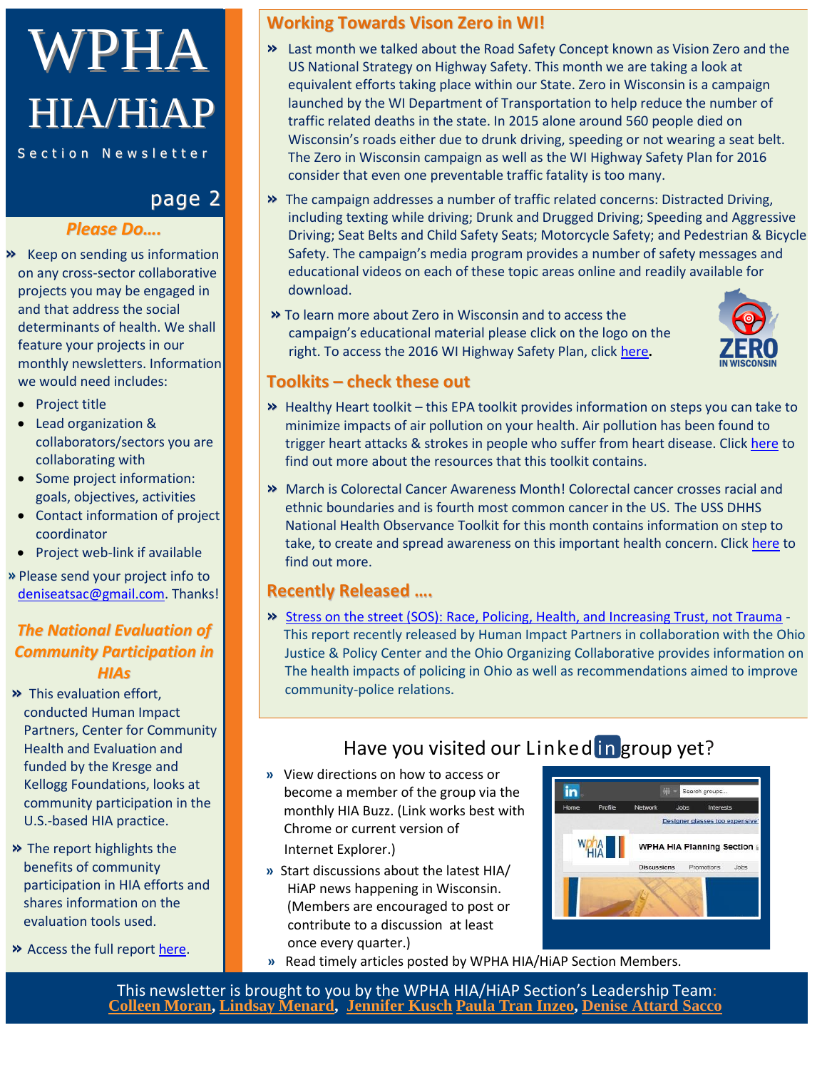# WPHA HIA/HiAP

Section Newsletter

## Please Do….

- Keep on sending us information on any cross-sector collaborative projects you may be engaged in and that address the social determinants of health. We shall feature your projects in our monthly newsletters. Information we would need includes:
  - Project title
  - Lead organization & collaborators/sectors you are collaborating with
  - Some project information: goals, objectives, activities
  - Contact information of project coordinator
  - Project web-link if available
- Please send your project info to deniseatsac@gmail.com. Thanks!

## The National Evaluation of Community Participation in HIAs

- This evaluation effort, conducted Human Impact Partners, Center for Community Health and Evaluation and funded by the Kresge and Kellogg Foundations, looks at community participation in the U.S.-based HIA practice.
- The report highlights the benefits of community participation in HIA efforts and shares information on the evaluation tools used.
- Access the full report here.

## Working Towards Vison Zero in WI!

- Last month we talked about the Road Safety Concept known as Vision Zero and the US National Strategy on Highway Safety. This month we are taking a look at equivalent efforts taking place within our State. Zero in Wisconsin is a campaign launched by the WI Department of Transportation to help reduce the number of traffic related deaths in the state. In 2015 alone around 560 people died on Wisconsin's roads either due to drunk driving, speeding or not wearing a seat belt. The Zero in Wisconsin campaign as well as the WI Highway Safety Plan for 2016 consider that even one preventable traffic fatality is too many.
- The campaign addresses a number of traffic related concerns: Distracted Driving, including texting while driving; Drunk and Drugged Driving; Speeding and Aggressive Driving; Seat Belts and Child Safety Seats; Motorcycle Safety; and Pedestrian & Bicycle Safety. The campaign's media program provides a number of safety messages and educational videos on each of these topic areas online and readily available for download.
- To learn more about Zero in Wisconsin and to access the campaign's educational material please click on the logo on the right. To access the 2016 WI Highway Safety Plan, click here.

ZERO IN WISCONSIN

## Toolkits – check these out

- Healthy Heart toolkit – this EPA toolkit provides information on steps you can take to minimize impacts of air pollution on your health. Air pollution has been found to trigger heart attacks & strokes in people who suffer from heart disease. Click here to find out more about the resources that this toolkit contains.
- March is Colorectal Cancer Awareness Month! Colorectal cancer crosses racial and ethnic boundaries and is fourth most common cancer in the US. The USS DHHS National Health Observance Toolkit for this month contains information on step to take, to create and spread awareness on this important health concern. Click here to find out more.

## Recently Released ….

- Stress on the street (SOS): Race, Policing, Health, and Increasing Trust, not Trauma - This report recently released by Human Impact Partners in collaboration with the Ohio Justice & Policy Center and the Ohio Organizing Collaborative provides information on The health impacts of policing in Ohio as well as recommendations aimed to improve community-police relations.

## Have you visited our LinkedIn group yet?

- View directions on how to access or become a member of the group via the monthly HIA Buzz. (Link works best with Chrome or current version of Internet Explorer.)
- Start discussions about the latest HIA/ HiAP news happening in Wisconsin. (Members are encouraged to post or contribute to a discussion at least once every quarter.)
- Read timely articles posted by WPHA HIA/HiAP Section Members.

This newsletter is brought to you by the WPHA HIA/HiAP Section's Leadership Team: **Colleen Moran, Lindsay Menard, Jennifer Kusch Paula Tran Inzeo, Denise Attard Sacco**